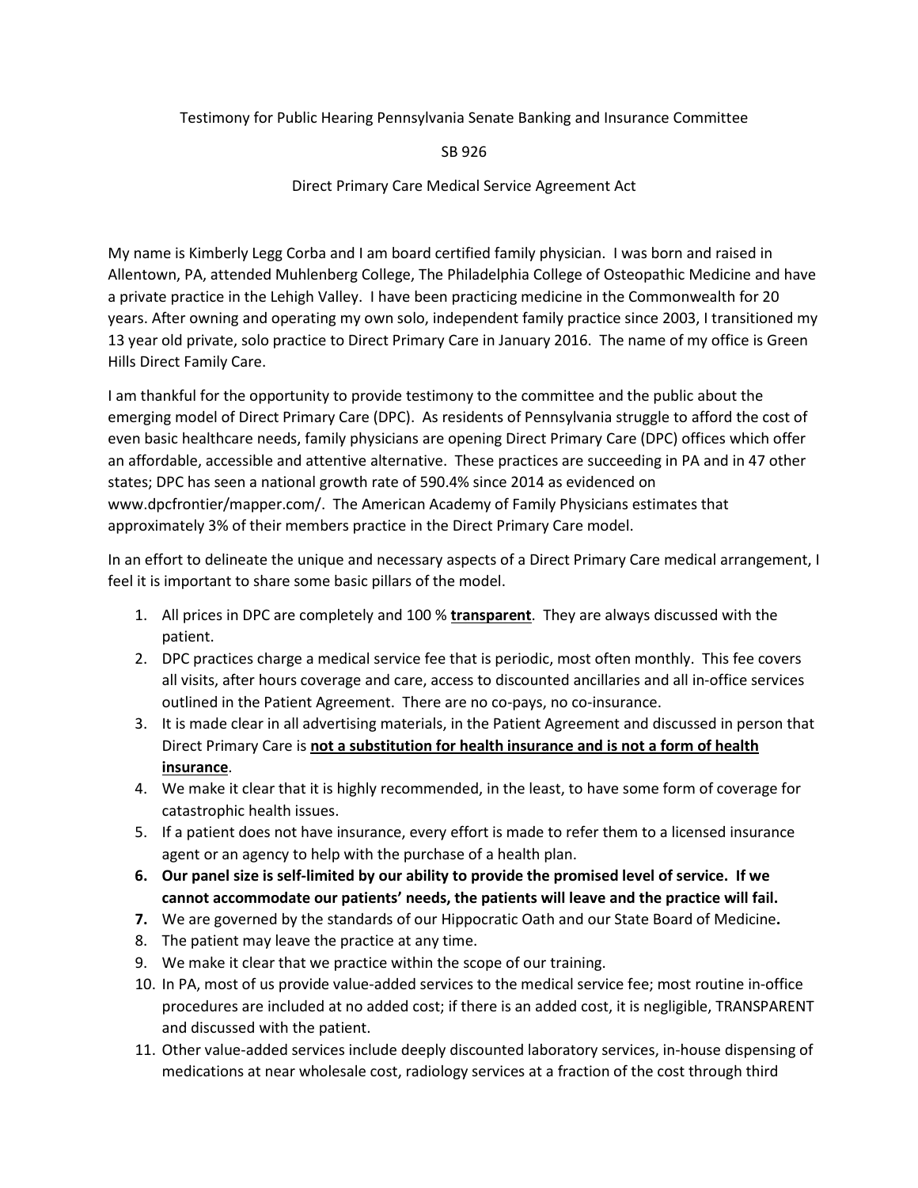Testimony for Public Hearing Pennsylvania Senate Banking and Insurance Committee

SB 926

Direct Primary Care Medical Service Agreement Act

My name is Kimberly Legg Corba and I am board certified family physician. I was born and raised in Allentown, PA, attended Muhlenberg College, The Philadelphia College of Osteopathic Medicine and have a private practice in the Lehigh Valley. I have been practicing medicine in the Commonwealth for 20 years. After owning and operating my own solo, independent family practice since 2003, I transitioned my 13 year old private, solo practice to Direct Primary Care in January 2016. The name of my office is Green Hills Direct Family Care.

I am thankful for the opportunity to provide testimony to the committee and the public about the emerging model of Direct Primary Care (DPC). As residents of Pennsylvania struggle to afford the cost of even basic healthcare needs, family physicians are opening Direct Primary Care (DPC) offices which offer an affordable, accessible and attentive alternative. These practices are succeeding in PA and in 47 other states; DPC has seen a national growth rate of 590.4% since 2014 as evidenced on www.dpcfrontier/mapper.com/. The American Academy of Family Physicians estimates that approximately 3% of their members practice in the Direct Primary Care model.

In an effort to delineate the unique and necessary aspects of a Direct Primary Care medical arrangement, I feel it is important to share some basic pillars of the model.

1. All prices in DPC are completely and 100 % **transparent**. They are always discussed with the patient.
2. DPC practices charge a medical service fee that is periodic, most often monthly. This fee covers all visits, after hours coverage and care, access to discounted ancillaries and all in-office services outlined in the Patient Agreement. There are no co-pays, no co-insurance.
3. It is made clear in all advertising materials, in the Patient Agreement and discussed in person that Direct Primary Care is **not a substitution for health insurance and is not a form of health insurance**.
4. We make it clear that it is highly recommended, in the least, to have some form of coverage for catastrophic health issues.
5. If a patient does not have insurance, every effort is made to refer them to a licensed insurance agent or an agency to help with the purchase of a health plan.
6. **Our panel size is self-limited by our ability to provide the promised level of service. If we cannot accommodate our patients' needs, the patients will leave and the practice will fail.**
7. We are governed by the standards of our Hippocratic Oath and our State Board of Medicine.
8. The patient may leave the practice at any time.
9. We make it clear that we practice within the scope of our training.
10. In PA, most of us provide value-added services to the medical service fee; most routine in-office procedures are included at no added cost; if there is an added cost, it is negligible, TRANSPARENT and discussed with the patient.
11. Other value-added services include deeply discounted laboratory services, in-house dispensing of medications at near wholesale cost, radiology services at a fraction of the cost through third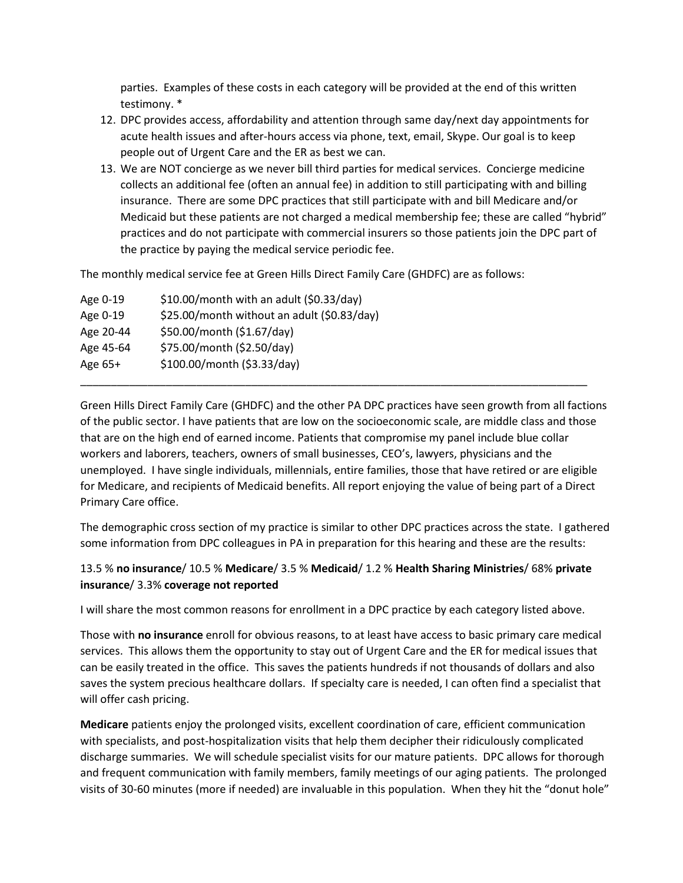parties. Examples of these costs in each category will be provided at the end of this written testimony. *

12. DPC provides access, affordability and attention through same day/next day appointments for acute health issues and after-hours access via phone, text, email, Skype. Our goal is to keep people out of Urgent Care and the ER as best we can.
13. We are NOT concierge as we never bill third parties for medical services. Concierge medicine collects an additional fee (often an annual fee) in addition to still participating with and billing insurance. There are some DPC practices that still participate with and bill Medicare and/or Medicaid but these patients are not charged a medical membership fee; these are called "hybrid" practices and do not participate with commercial insurers so those patients join the DPC part of the practice by paying the medical service periodic fee.

The monthly medical service fee at Green Hills Direct Family Care (GHDFC) are as follows:

| | |
|---|---|
| Age 0-19 | $10.00/month with an adult ($0.33/day) |
| Age 0-19 | $25.00/month without an adult ($0.83/day) |
| Age 20-44 | $50.00/month ($1.67/day) |
| Age 45-64 | $75.00/month ($2.50/day) |
| Age 65+ | $100.00/month ($3.33/day) |

---

Green Hills Direct Family Care (GHDFC) and the other PA DPC practices have seen growth from all factions of the public sector. I have patients that are low on the socioeconomic scale, are middle class and those that are on the high end of earned income. Patients that compromise my panel include blue collar workers and laborers, teachers, owners of small businesses, CEO's, lawyers, physicians and the unemployed. I have single individuals, millennials, entire families, those that have retired or are eligible for Medicare, and recipients of Medicaid benefits. All report enjoying the value of being part of a Direct Primary Care office.

The demographic cross section of my practice is similar to other DPC practices across the state. I gathered some information from DPC colleagues in PA in preparation for this hearing and these are the results:

13.5 % **no insurance**/ 10.5 % **Medicare**/ 3.5 % **Medicaid**/ 1.2 % **Health Sharing Ministries**/ 68% **private insurance**/ 3.3% **coverage not reported**

I will share the most common reasons for enrollment in a DPC practice by each category listed above.

Those with **no insurance** enroll for obvious reasons, to at least have access to basic primary care medical services. This allows them the opportunity to stay out of Urgent Care and the ER for medical issues that can be easily treated in the office. This saves the patients hundreds if not thousands of dollars and also saves the system precious healthcare dollars. If specialty care is needed, I can often find a specialist that will offer cash pricing.

**Medicare** patients enjoy the prolonged visits, excellent coordination of care, efficient communication with specialists, and post-hospitalization visits that help them decipher their ridiculously complicated discharge summaries. We will schedule specialist visits for our mature patients. DPC allows for thorough and frequent communication with family members, family meetings of our aging patients. The prolonged visits of 30-60 minutes (more if needed) are invaluable in this population. When they hit the "donut hole"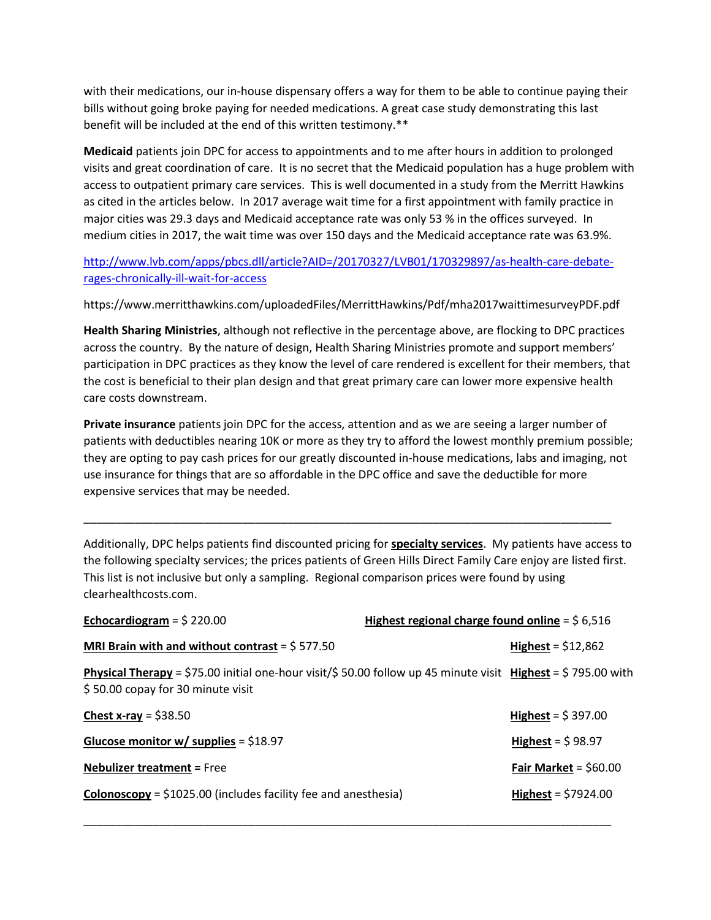with their medications, our in-house dispensary offers a way for them to be able to continue paying their bills without going broke paying for needed medications. A great case study demonstrating this last benefit will be included at the end of this written testimony.**

**Medicaid** patients join DPC for access to appointments and to me after hours in addition to prolonged visits and great coordination of care. It is no secret that the Medicaid population has a huge problem with access to outpatient primary care services. This is well documented in a study from the Merritt Hawkins as cited in the articles below. In 2017 average wait time for a first appointment with family practice in major cities was 29.3 days and Medicaid acceptance rate was only 53 % in the offices surveyed. In medium cities in 2017, the wait time was over 150 days and the Medicaid acceptance rate was 63.9%.

http://www.lvb.com/apps/pbcs.dll/article?AID=/20170327/LVB01/170329897/as-health-care-debate-rages-chronically-ill-wait-for-access

https://www.merritthawkins.com/uploadedFiles/MerrittHawkins/Pdf/mha2017waittimesurveyPDF.pdf

**Health Sharing Ministries**, although not reflective in the percentage above, are flocking to DPC practices across the country. By the nature of design, Health Sharing Ministries promote and support members' participation in DPC practices as they know the level of care rendered is excellent for their members, that the cost is beneficial to their plan design and that great primary care can lower more expensive health care costs downstream.

**Private insurance** patients join DPC for the access, attention and as we are seeing a larger number of patients with deductibles nearing 10K or more as they try to afford the lowest monthly premium possible; they are opting to pay cash prices for our greatly discounted in-house medications, labs and imaging, not use insurance for things that are so affordable in the DPC office and save the deductible for more expensive services that may be needed.

---

Additionally, DPC helps patients find discounted pricing for **specialty services**. My patients have access to the following specialty services; the prices patients of Green Hills Direct Family Care enjoy are listed first. This list is not inclusive but only a sampling. Regional comparison prices were found by using clearhealthcosts.com.

| | |
|---|---|
| **Echocardiogram** = $ 220.00 | **Highest regional charge found online** = $ 6,516 |
| **MRI Brain with and without contrast** = $ 577.50 | **Highest** = $12,862 |
| **Physical Therapy** = $75.00 initial one-hour visit/$ 50.00 follow up 45 minute visit | **Highest** = $ 795.00 with $ 50.00 copay for 30 minute visit |
| **Chest x-ray** = $38.50 | **Highest** = $ 397.00 |
| **Glucose monitor w/ supplies** = $18.97 | **Highest** = $ 98.97 |
| **Nebulizer treatment** = Free | **Fair Market** = $60.00 |
| **Colonoscopy** = $1025.00 (includes facility fee and anesthesia) | **Highest** = $7924.00 |

---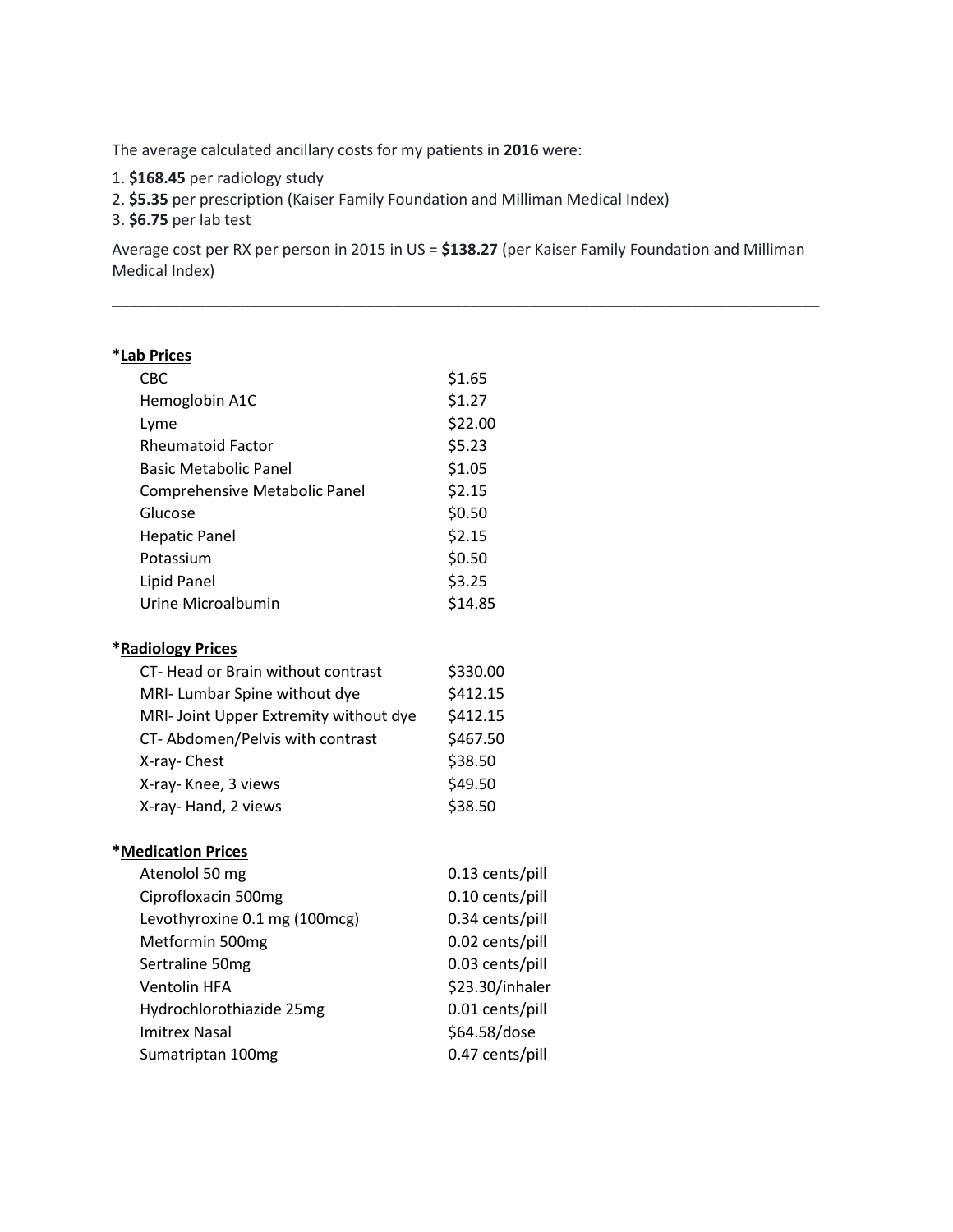The average calculated ancillary costs for my patients in **2016** were:

1. **$168.45** per radiology study
2. **$5.35** per prescription (Kaiser Family Foundation and Milliman Medical Index)
3. **$6.75** per lab test

Average cost per RX per person in 2015 in US = **$138.27** (per Kaiser Family Foundation and Milliman Medical Index)

---

*__Lab Prices__

| | |
|---|---|
| CBC | $1.65 |
| Hemoglobin A1C | $1.27 |
| Lyme | $22.00 |
| Rheumatoid Factor | $5.23 |
| Basic Metabolic Panel | $1.05 |
| Comprehensive Metabolic Panel | $2.15 |
| Glucose | $0.50 |
| Hepatic Panel | $2.15 |
| Potassium | $0.50 |
| Lipid Panel | $3.25 |
| Urine Microalbumin | $14.85 |

**\*__Radiology Prices__**

| | |
|---|---|
| CT- Head or Brain without contrast | $330.00 |
| MRI- Lumbar Spine without dye | $412.15 |
| MRI- Joint Upper Extremity without dye | $412.15 |
| CT- Abdomen/Pelvis with contrast | $467.50 |
| X-ray- Chest | $38.50 |
| X-ray- Knee, 3 views | $49.50 |
| X-ray- Hand, 2 views | $38.50 |

**\*__Medication Prices__**

| | |
|---|---|
| Atenolol 50 mg | 0.13 cents/pill |
| Ciprofloxacin 500mg | 0.10 cents/pill |
| Levothyroxine 0.1 mg (100mcg) | 0.34 cents/pill |
| Metformin 500mg | 0.02 cents/pill |
| Sertraline 50mg | 0.03 cents/pill |
| Ventolin HFA | $23.30/inhaler |
| Hydrochlorothiazide 25mg | 0.01 cents/pill |
| Imitrex Nasal | $64.58/dose |
| Sumatriptan 100mg | 0.47 cents/pill |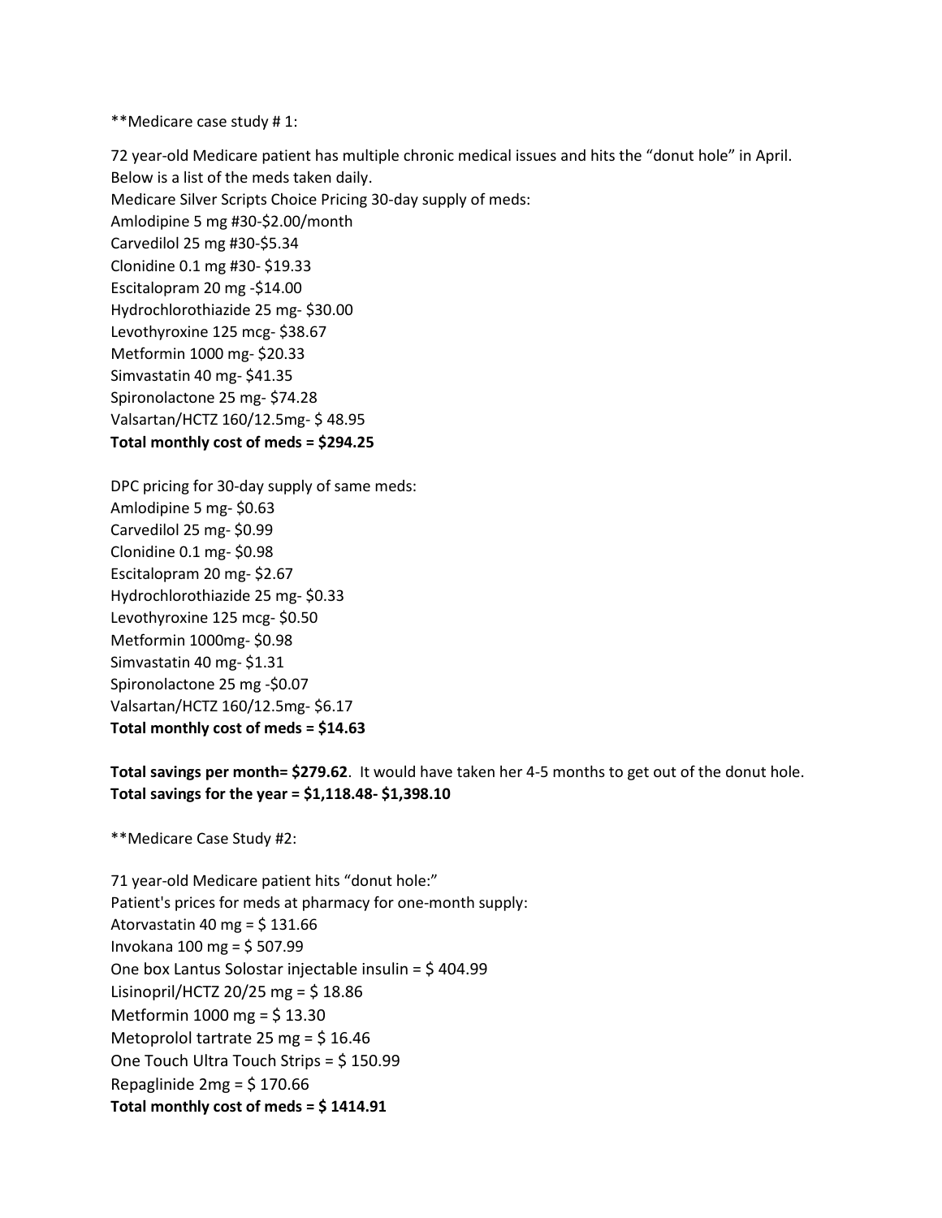**Medicare case study # 1:

72 year-old Medicare patient has multiple chronic medical issues and hits the "donut hole" in April.
Below is a list of the meds taken daily.
Medicare Silver Scripts Choice Pricing 30-day supply of meds:
Amlodipine 5 mg #30-$2.00/month
Carvedilol 25 mg #30-$5.34
Clonidine 0.1 mg #30- $19.33
Escitalopram 20 mg -$14.00
Hydrochlorothiazide 25 mg- $30.00
Levothyroxine 125 mcg- $38.67
Metformin 1000 mg- $20.33
Simvastatin 40 mg- $41.35
Spironolactone 25 mg- $74.28
Valsartan/HCTZ 160/12.5mg- $ 48.95
**Total monthly cost of meds = $294.25**

DPC pricing for 30-day supply of same meds:
Amlodipine 5 mg- $0.63
Carvedilol 25 mg- $0.99
Clonidine 0.1 mg- $0.98
Escitalopram 20 mg- $2.67
Hydrochlorothiazide 25 mg- $0.33
Levothyroxine 125 mcg- $0.50
Metformin 1000mg- $0.98
Simvastatin 40 mg- $1.31
Spironolactone 25 mg -$0.07
Valsartan/HCTZ 160/12.5mg- $6.17
**Total monthly cost of meds = $14.63**

**Total savings per month= $279.62**. It would have taken her 4-5 months to get out of the donut hole.
**Total savings for the year = $1,118.48- $1,398.10**

**Medicare Case Study #2:

71 year-old Medicare patient hits "donut hole:"
Patient's prices for meds at pharmacy for one-month supply:
Atorvastatin 40 mg = $ 131.66
Invokana 100 mg = $ 507.99
One box Lantus Solostar injectable insulin = $ 404.99
Lisinopril/HCTZ 20/25 mg = $ 18.86
Metformin 1000 mg = $ 13.30
Metoprolol tartrate 25 mg = $ 16.46
One Touch Ultra Touch Strips = $ 150.99
Repaglinide 2mg = $ 170.66
**Total monthly cost of meds = $ 1414.91**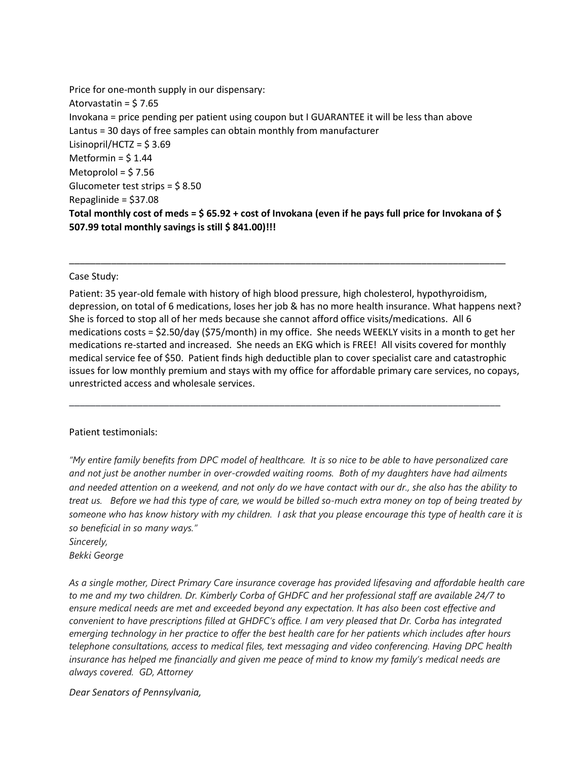Price for one-month supply in our dispensary:
Atorvastatin = $ 7.65
Invokana = price pending per patient using coupon but I GUARANTEE it will be less than above
Lantus = 30 days of free samples can obtain monthly from manufacturer
Lisinopril/HCTZ = $ 3.69
Metformin = $ 1.44
Metoprolol = $ 7.56
Glucometer test strips = $ 8.50
Repaglinide = $37.08
**Total monthly cost of meds = $ 65.92 + cost of Invokana (even if he pays full price for Invokana of $ 507.99 total monthly savings is still $ 841.00)!!!**

---

Case Study:

Patient: 35 year-old female with history of high blood pressure, high cholesterol, hypothyroidism, depression, on total of 6 medications, loses her job & has no more health insurance. What happens next? She is forced to stop all of her meds because she cannot afford office visits/medications. All 6 medications costs = $2.50/day ($75/month) in my office. She needs WEEKLY visits in a month to get her medications re-started and increased. She needs an EKG which is FREE! All visits covered for monthly medical service fee of $50. Patient finds high deductible plan to cover specialist care and catastrophic issues for low monthly premium and stays with my office for affordable primary care services, no copays, unrestricted access and wholesale services.

---

Patient testimonials:

*"My entire family benefits from DPC model of healthcare. It is so nice to be able to have personalized care and not just be another number in over-crowded waiting rooms. Both of my daughters have had ailments and needed attention on a weekend, and not only do we have contact with our dr., she also has the ability to treat us. Before we had this type of care, we would be billed so-much extra money on top of being treated by someone who has know history with my children. I ask that you please encourage this type of health care it is so beneficial in so many ways."*
*Sincerely,*
*Bekki George*

*As a single mother, Direct Primary Care insurance coverage has provided lifesaving and affordable health care to me and my two children. Dr. Kimberly Corba of GHDFC and her professional staff are available 24/7 to ensure medical needs are met and exceeded beyond any expectation. It has also been cost effective and convenient to have prescriptions filled at GHDFC's office. I am very pleased that Dr. Corba has integrated emerging technology in her practice to offer the best health care for her patients which includes after hours telephone consultations, access to medical files, text messaging and video conferencing. Having DPC health insurance has helped me financially and given me peace of mind to know my family's medical needs are always covered. GD, Attorney*

*Dear Senators of Pennsylvania,*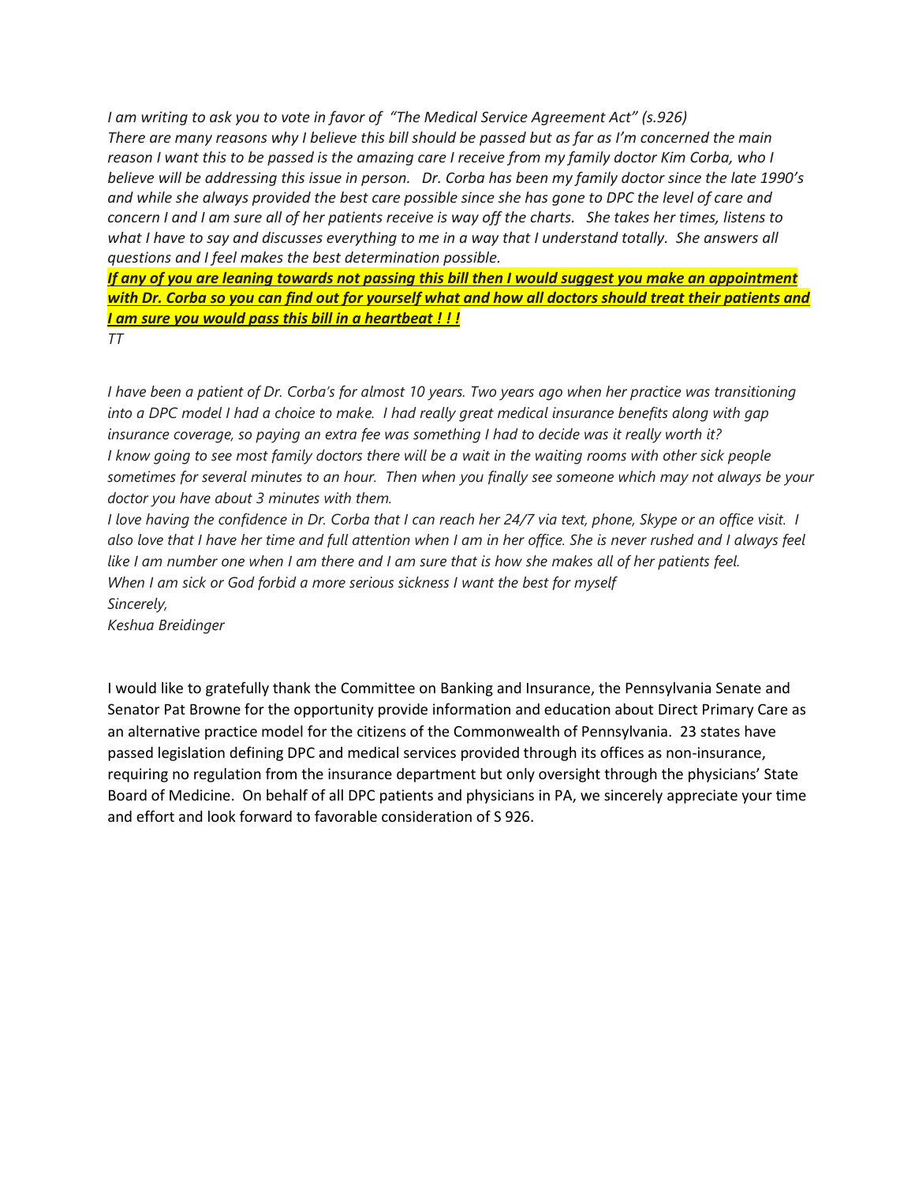*I am writing to ask you to vote in favor of "The Medical Service Agreement Act" (s.926)*
*There are many reasons why I believe this bill should be passed but as far as I'm concerned the main reason I want this to be passed is the amazing care I receive from my family doctor Kim Corba, who I believe will be addressing this issue in person. Dr. Corba has been my family doctor since the late 1990's and while she always provided the best care possible since she has gone to DPC the level of care and concern I and I am sure all of her patients receive is way off the charts. She takes her times, listens to what I have to say and discusses everything to me in a way that I understand totally. She answers all questions and I feel makes the best determination possible.*

***If any of you are leaning towards not passing this bill then I would suggest you make an appointment with Dr. Corba so you can find out for yourself what and how all doctors should treat their patients and I am sure you would pass this bill in a heartbeat ! ! !***

*TT*

*I have been a patient of Dr. Corba's for almost 10 years. Two years ago when her practice was transitioning into a DPC model I had a choice to make. I had really great medical insurance benefits along with gap insurance coverage, so paying an extra fee was something I had to decide was it really worth it?*
*I know going to see most family doctors there will be a wait in the waiting rooms with other sick people sometimes for several minutes to an hour. Then when you finally see someone which may not always be your doctor you have about 3 minutes with them.*
*I love having the confidence in Dr. Corba that I can reach her 24/7 via text, phone, Skype or an office visit. I also love that I have her time and full attention when I am in her office. She is never rushed and I always feel like I am number one when I am there and I am sure that is how she makes all of her patients feel.*
*When I am sick or God forbid a more serious sickness I want the best for myself*
*Sincerely,*
*Keshua Breidinger*

I would like to gratefully thank the Committee on Banking and Insurance, the Pennsylvania Senate and Senator Pat Browne for the opportunity provide information and education about Direct Primary Care as an alternative practice model for the citizens of the Commonwealth of Pennsylvania. 23 states have passed legislation defining DPC and medical services provided through its offices as non-insurance, requiring no regulation from the insurance department but only oversight through the physicians' State Board of Medicine. On behalf of all DPC patients and physicians in PA, we sincerely appreciate your time and effort and look forward to favorable consideration of S 926.